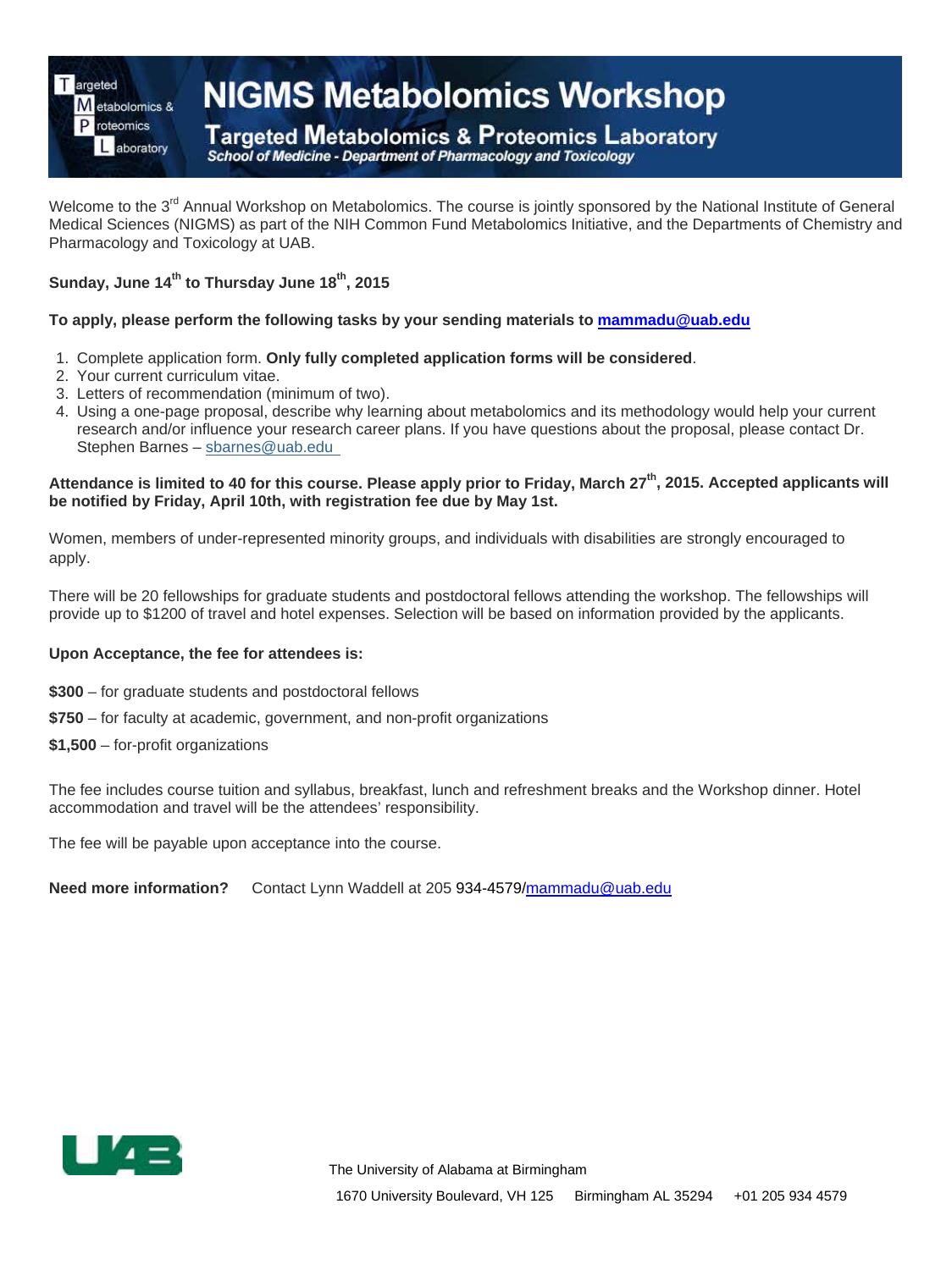# NIGMS Metabolomics Workshop

## Targeted Metabolomics & Proteomics Laboratory

*School of Medicine - Department of Pharmacology and Toxicology*

Welcome to the 3rd Annual Workshop on Metabolomics. The course is jointly sponsored by the National Institute of General Medical Sciences (NIGMS) as part of the NIH Common Fund Metabolomics Initiative, and the Departments of Chemistry and Pharmacology and Toxicology at UAB.

**Sunday, June 14th to Thursday June 18th, 2015**

**To apply, please perform the following tasks by your sending materials to mammadu@uab.edu**

1. Complete application form. **Only fully completed application forms will be considered**.
2. Your current curriculum vitae.
3. Letters of recommendation (minimum of two).
4. Using a one-page proposal, describe why learning about metabolomics and its methodology would help your current research and/or influence your research career plans. If you have questions about the proposal, please contact Dr. Stephen Barnes – sbarnes@uab.edu

**Attendance is limited to 40 for this course. Please apply prior to Friday, March 27th, 2015. Accepted applicants will be notified by Friday, April 10th, with registration fee due by May 1st.**

Women, members of under-represented minority groups, and individuals with disabilities are strongly encouraged to apply.

There will be 20 fellowships for graduate students and postdoctoral fellows attending the workshop. The fellowships will provide up to $1200 of travel and hotel expenses. Selection will be based on information provided by the applicants.

**Upon Acceptance, the fee for attendees is:**

**$300** – for graduate students and postdoctoral fellows

**$750** – for faculty at academic, government, and non-profit organizations

**$1,500** – for-profit organizations

The fee includes course tuition and syllabus, breakfast, lunch and refreshment breaks and the Workshop dinner. Hotel accommodation and travel will be the attendees' responsibility.

The fee will be payable upon acceptance into the course.

**Need more information?** Contact Lynn Waddell at 205 934-4579/mammadu@uab.edu

The University of Alabama at Birmingham

1670 University Boulevard, VH 125 Birmingham AL 35294 +01 205 934 4579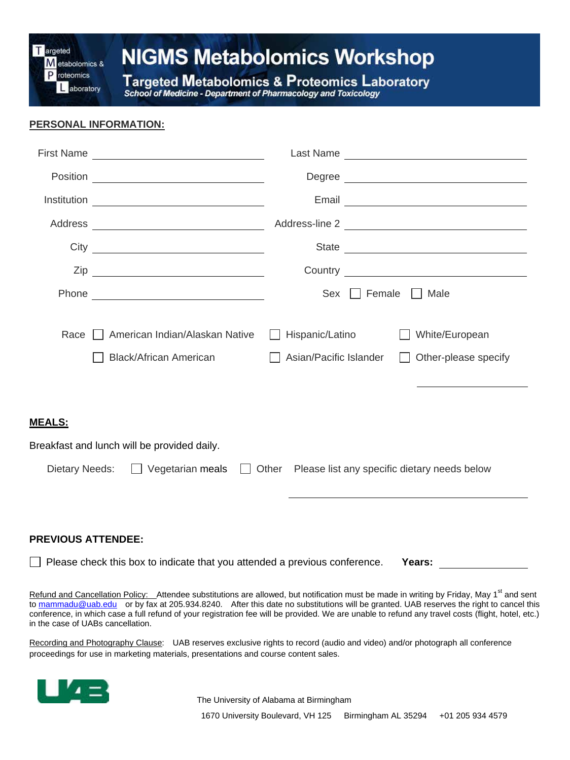# NIGMS Metabolomics Workshop

## Targeted Metabolomics & Proteomics Laboratory

*School of Medicine - Department of Pharmacology and Toxicology*

## PERSONAL INFORMATION:

First Name ______________________ Last Name ______________________

Position ______________________ Degree ______________________

Institution ______________________ Email ______________________

Address ______________________ Address-line 2 ______________________

City ______________________ State ______________________

Zip ______________________ Country ______________________

Phone ______________________ Sex ☐ Female ☐ Male

Race ☐ American Indian/Alaskan Native ☐ Hispanic/Latino ☐ White/European

☐ Black/African American ☐ Asian/Pacific Islander ☐ Other-please specify

______________________

## MEALS:

Breakfast and lunch will be provided daily.

Dietary Needs: ☐ Vegetarian meals ☐ Other Please list any specific dietary needs below

______________________

## PREVIOUS ATTENDEE:

☐ Please check this box to indicate that you attended a previous conference. **Years:** ______________

Refund and Cancellation Policy: Attendee substitutions are allowed, but notification must be made in writing by Friday, May 1st and sent to mammadu@uab.edu or by fax at 205.934.8240. After this date no substitutions will be granted. UAB reserves the right to cancel this conference, in which case a full refund of your registration fee will be provided. We are unable to refund any travel costs (flight, hotel, etc.) in the case of UABs cancellation.

Recording and Photography Clause: UAB reserves exclusive rights to record (audio and video) and/or photograph all conference proceedings for use in marketing materials, presentations and course content sales.

The University of Alabama at Birmingham

1670 University Boulevard, VH 125 Birmingham AL 35294 +01 205 934 4579